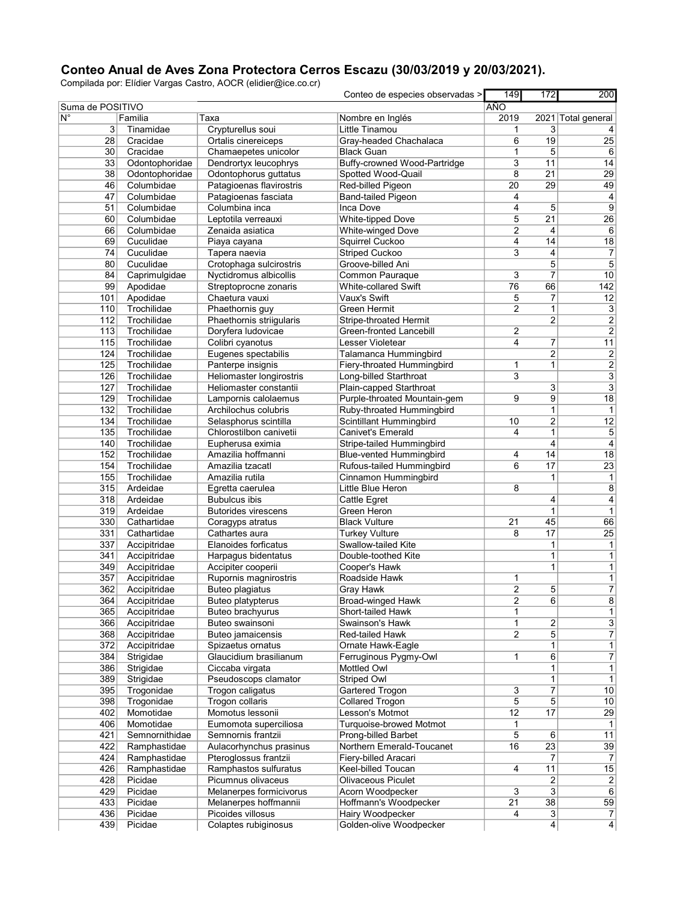## Conteo Anual de Aves Zona Protectora Cerros Escazu (30/03/2019 y 20/03/2021).

Compilada por: Elídier Vargas Castro, AOCR (elidier@ice.co.cr)

| | | | Conteo de especies observadas > | 149 | 172 | 200 |
|---|---|---|---|---|---|---|
| Suma de POSITIVO | | | | AÑO | | |
| N° | Familia | Taxa | Nombre en Inglés | 2019 | 2021 | Total general |
| 3 | Tinamidae | Crypturellus soui | Little Tinamou | 1 | 3 | 4 |
| 28 | Cracidae | Ortalis cinereiceps | Gray-headed Chachalaca | 6 | 19 | 25 |
| 30 | Cracidae | Chamaepetes unicolor | Black Guan | 1 | 5 | 6 |
| 33 | Odontophoridae | Dendrortyx leucophrys | Buffy-crowned Wood-Partridge | 3 | 11 | 14 |
| 38 | Odontophoridae | Odontophorus guttatus | Spotted Wood-Quail | 8 | 21 | 29 |
| 46 | Columbidae | Patagioenas flavirostris | Red-billed Pigeon | 20 | 29 | 49 |
| 47 | Columbidae | Patagioenas fasciata | Band-tailed Pigeon | 4 | | 4 |
| 51 | Columbidae | Columbina inca | Inca Dove | 4 | 5 | 9 |
| 60 | Columbidae | Leptotila verreauxi | White-tipped Dove | 5 | 21 | 26 |
| 66 | Columbidae | Zenaida asiatica | White-winged Dove | 2 | 4 | 6 |
| 69 | Cuculidae | Piaya cayana | Squirrel Cuckoo | 4 | 14 | 18 |
| 74 | Cuculidae | Tapera naevia | Striped Cuckoo | 3 | 4 | 7 |
| 80 | Cuculidae | Crotophaga sulcirostris | Groove-billed Ani | | 5 | 5 |
| 84 | Caprimulgidae | Nyctidromus albicollis | Common Pauraque | 3 | 7 | 10 |
| 99 | Apodidae | Streptoprocne zonaris | White-collared Swift | 76 | 66 | 142 |
| 101 | Apodidae | Chaetura vauxi | Vaux's Swift | 5 | 7 | 12 |
| 110 | Trochilidae | Phaethornis guy | Green Hermit | 2 | 1 | 3 |
| 112 | Trochilidae | Phaethornis striigularis | Stripe-throated Hermit | | 2 | 2 |
| 113 | Trochilidae | Doryfera ludovicae | Green-fronted Lancebill | 2 | | 2 |
| 115 | Trochilidae | Colibri cyanotus | Lesser Violetear | 4 | 7 | 11 |
| 124 | Trochilidae | Eugenes spectabilis | Talamanca Hummingbird | | 2 | 2 |
| 125 | Trochilidae | Panterpe insignis | Fiery-throated Hummingbird | 1 | 1 | 2 |
| 126 | Trochilidae | Heliomaster longirostris | Long-billed Starthroat | 3 | | 3 |
| 127 | Trochilidae | Heliomaster constantii | Plain-capped Starthroat | | 3 | 3 |
| 129 | Trochilidae | Lampornis calolaemus | Purple-throated Mountain-gem | 9 | 9 | 18 |
| 132 | Trochilidae | Archilochus colubris | Ruby-throated Hummingbird | | 1 | 1 |
| 134 | Trochilidae | Selasphorus scintilla | Scintillant Hummingbird | 10 | 2 | 12 |
| 135 | Trochilidae | Chlorostilbon canivetii | Canivet's Emerald | 4 | 1 | 5 |
| 140 | Trochilidae | Eupherusa eximia | Stripe-tailed Hummingbird | | 4 | 4 |
| 152 | Trochilidae | Amazilia hoffmanni | Blue-vented Hummingbird | 4 | 14 | 18 |
| 154 | Trochilidae | Amazilia tzacatl | Rufous-tailed Hummingbird | 6 | 17 | 23 |
| 155 | Trochilidae | Amazilia rutila | Cinnamon Hummingbird | | 1 | 1 |
| 315 | Ardeidae | Egretta caerulea | Little Blue Heron | 8 | | 8 |
| 318 | Ardeidae | Bubulcus ibis | Cattle Egret | | 4 | 4 |
| 319 | Ardeidae | Butorides virescens | Green Heron | | 1 | 1 |
| 330 | Cathartidae | Coragyps atratus | Black Vulture | 21 | 45 | 66 |
| 331 | Cathartidae | Cathartes aura | Turkey Vulture | 8 | 17 | 25 |
| 337 | Accipitridae | Elanoides forficatus | Swallow-tailed Kite | | 1 | 1 |
| 341 | Accipitridae | Harpagus bidentatus | Double-toothed Kite | | 1 | 1 |
| 349 | Accipitridae | Accipiter cooperii | Cooper's Hawk | | 1 | 1 |
| 357 | Accipitridae | Rupornis magnirostris | Roadside Hawk | 1 | | 1 |
| 362 | Accipitridae | Buteo plagiatus | Gray Hawk | 2 | 5 | 7 |
| 364 | Accipitridae | Buteo platypterus | Broad-winged Hawk | 2 | 6 | 8 |
| 365 | Accipitridae | Buteo brachyurus | Short-tailed Hawk | 1 | | 1 |
| 366 | Accipitridae | Buteo swainsoni | Swainson's Hawk | 1 | 2 | 3 |
| 368 | Accipitridae | Buteo jamaicensis | Red-tailed Hawk | 2 | 5 | 7 |
| 372 | Accipitridae | Spizaetus ornatus | Ornate Hawk-Eagle | | 1 | 1 |
| 384 | Strigidae | Glaucidium brasilianum | Ferruginous Pygmy-Owl | 1 | 6 | 7 |
| 386 | Strigidae | Ciccaba virgata | Mottled Owl | | 1 | 1 |
| 389 | Strigidae | Pseudoscops clamator | Striped Owl | | 1 | 1 |
| 395 | Trogonidae | Trogon caligatus | Gartered Trogon | 3 | 7 | 10 |
| 398 | Trogonidae | Trogon collaris | Collared Trogon | 5 | 5 | 10 |
| 402 | Momotidae | Momotus lessonii | Lesson's Motmot | 12 | 17 | 29 |
| 406 | Momotidae | Eumomota superciliosa | Turquoise-browed Motmot | 1 | | 1 |
| 421 | Semnornithidae | Semnornis frantzii | Prong-billed Barbet | 5 | 6 | 11 |
| 422 | Ramphastidae | Aulacorhynchus prasinus | Northern Emerald-Toucanet | 16 | 23 | 39 |
| 424 | Ramphastidae | Pteroglossus frantzii | Fiery-billed Aracari | | 7 | 7 |
| 426 | Ramphastidae | Ramphastos sulfuratus | Keel-billed Toucan | 4 | 11 | 15 |
| 428 | Picidae | Picumnus olivaceus | Olivaceous Piculet | | 2 | 2 |
| 429 | Picidae | Melanerpes formicivorus | Acorn Woodpecker | 3 | 3 | 6 |
| 433 | Picidae | Melanerpes hoffmannii | Hoffmann's Woodpecker | 21 | 38 | 59 |
| 436 | Picidae | Picoides villosus | Hairy Woodpecker | 4 | 3 | 7 |
| 439 | Picidae | Colaptes rubiginosus | Golden-olive Woodpecker | | 4 | 4 |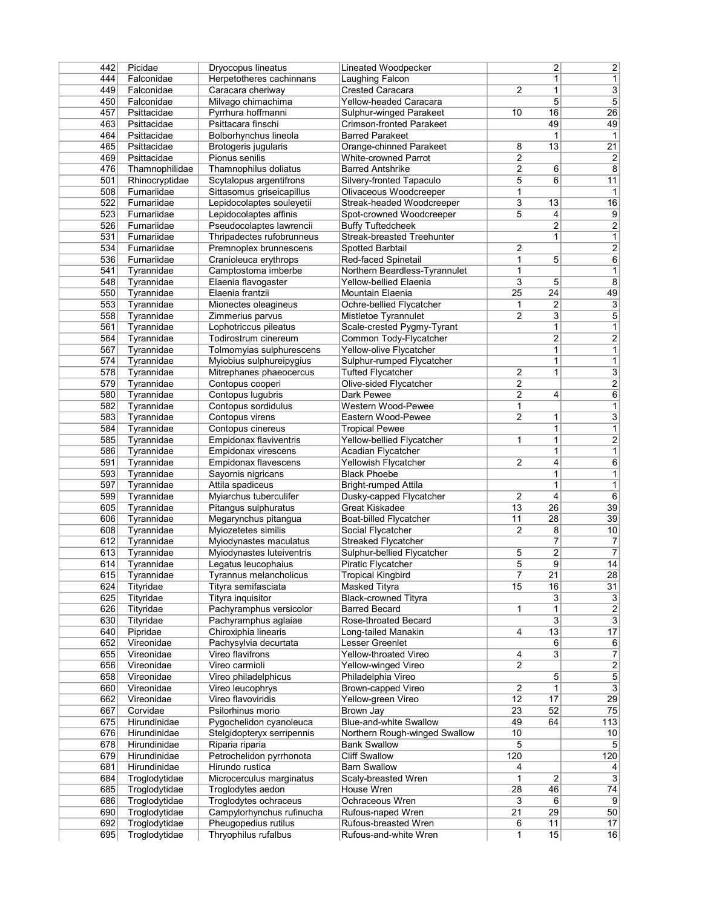| | | | | | | |
|---|---|---|---|---|---|---|
| 442 | Picidae | Dryocopus lineatus | Lineated Woodpecker | | 2 | 2 |
| 444 | Falconidae | Herpetotheres cachinnans | Laughing Falcon | | 1 | 1 |
| 449 | Falconidae | Caracara cheriway | Crested Caracara | 2 | 1 | 3 |
| 450 | Falconidae | Milvago chimachima | Yellow-headed Caracara | | 5 | 5 |
| 457 | Psittacidae | Pyrrhura hoffmanni | Sulphur-winged Parakeet | 10 | 16 | 26 |
| 463 | Psittacidae | Psittacara finschi | Crimson-fronted Parakeet | | 49 | 49 |
| 464 | Psittacidae | Bolborhynchus lineola | Barred Parakeet | | 1 | 1 |
| 465 | Psittacidae | Brotogeris jugularis | Orange-chinned Parakeet | 8 | 13 | 21 |
| 469 | Psittacidae | Pionus senilis | White-crowned Parrot | 2 | | 2 |
| 476 | Thamnophilidae | Thamnophilus doliatus | Barred Antshrike | 2 | 6 | 8 |
| 501 | Rhinocryptidae | Scytalopus argentifrons | Silvery-fronted Tapaculo | 5 | 6 | 11 |
| 508 | Furnariidae | Sittasomus griseicapillus | Olivaceous Woodcreeper | 1 | | 1 |
| 522 | Furnariidae | Lepidocolaptes souleyetii | Streak-headed Woodcreeper | 3 | 13 | 16 |
| 523 | Furnariidae | Lepidocolaptes affinis | Spot-crowned Woodcreeper | 5 | 4 | 9 |
| 526 | Furnariidae | Pseudocolaptes lawrencii | Buffy Tuftedcheek | | 2 | 2 |
| 531 | Furnariidae | Thripadectes rufobrunneus | Streak-breasted Treehunter | | 1 | 1 |
| 534 | Furnariidae | Premnoplex brunnescens | Spotted Barbtail | 2 | | 2 |
| 536 | Furnariidae | Cranioleuca erythrops | Red-faced Spinetail | 1 | 5 | 6 |
| 541 | Tyrannidae | Camptostoma imberbe | Northern Beardless-Tyrannulet | 1 | | 1 |
| 548 | Tyrannidae | Elaenia flavogaster | Yellow-bellied Elaenia | 3 | 5 | 8 |
| 550 | Tyrannidae | Elaenia frantzii | Mountain Elaenia | 25 | 24 | 49 |
| 553 | Tyrannidae | Mionectes oleagineus | Ochre-bellied Flycatcher | 1 | 2 | 3 |
| 558 | Tyrannidae | Zimmerius parvus | Mistletoe Tyrannulet | 2 | 3 | 5 |
| 561 | Tyrannidae | Lophotriccus pileatus | Scale-crested Pygmy-Tyrant | | 1 | 1 |
| 564 | Tyrannidae | Todirostrum cinereum | Common Tody-Flycatcher | | 2 | 2 |
| 567 | Tyrannidae | Tolmomyias sulphurescens | Yellow-olive Flycatcher | | 1 | 1 |
| 574 | Tyrannidae | Myiobius sulphureipygius | Sulphur-rumped Flycatcher | | 1 | 1 |
| 578 | Tyrannidae | Mitrephanes phaeocercus | Tufted Flycatcher | 2 | 1 | 3 |
| 579 | Tyrannidae | Contopus cooperi | Olive-sided Flycatcher | 2 | | 2 |
| 580 | Tyrannidae | Contopus lugubris | Dark Pewee | 2 | 4 | 6 |
| 582 | Tyrannidae | Contopus sordidulus | Western Wood-Pewee | 1 | | 1 |
| 583 | Tyrannidae | Contopus virens | Eastern Wood-Pewee | 2 | 1 | 3 |
| 584 | Tyrannidae | Contopus cinereus | Tropical Pewee | | 1 | 1 |
| 585 | Tyrannidae | Empidonax flaviventris | Yellow-bellied Flycatcher | 1 | 1 | 2 |
| 586 | Tyrannidae | Empidonax virescens | Acadian Flycatcher | | 1 | 1 |
| 591 | Tyrannidae | Empidonax flavescens | Yellowish Flycatcher | 2 | 4 | 6 |
| 593 | Tyrannidae | Sayornis nigricans | Black Phoebe | | 1 | 1 |
| 597 | Tyrannidae | Attila spadiceus | Bright-rumped Attila | | 1 | 1 |
| 599 | Tyrannidae | Myiarchus tuberculifer | Dusky-capped Flycatcher | 2 | 4 | 6 |
| 605 | Tyrannidae | Pitangus sulphuratus | Great Kiskadee | 13 | 26 | 39 |
| 606 | Tyrannidae | Megarynchus pitangua | Boat-billed Flycatcher | 11 | 28 | 39 |
| 608 | Tyrannidae | Myiozetetes similis | Social Flycatcher | 2 | 8 | 10 |
| 612 | Tyrannidae | Myiodynastes maculatus | Streaked Flycatcher | | 7 | 7 |
| 613 | Tyrannidae | Myiodynastes luteiventris | Sulphur-bellied Flycatcher | 5 | 2 | 7 |
| 614 | Tyrannidae | Legatus leucophaius | Piratic Flycatcher | 5 | 9 | 14 |
| 615 | Tyrannidae | Tyrannus melancholicus | Tropical Kingbird | 7 | 21 | 28 |
| 624 | Tityridae | Tityra semifasciata | Masked Tityra | 15 | 16 | 31 |
| 625 | Tityridae | Tityra inquisitor | Black-crowned Tityra | | 3 | 3 |
| 626 | Tityridae | Pachyramphus versicolor | Barred Becard | 1 | 1 | 2 |
| 630 | Tityridae | Pachyramphus aglaiae | Rose-throated Becard | | 3 | 3 |
| 640 | Pipridae | Chiroxiphia linearis | Long-tailed Manakin | 4 | 13 | 17 |
| 652 | Vireonidae | Pachysylvia decurtata | Lesser Greenlet | | 6 | 6 |
| 655 | Vireonidae | Vireo flavifrons | Yellow-throated Vireo | 4 | 3 | 7 |
| 656 | Vireonidae | Vireo carmioli | Yellow-winged Vireo | 2 | | 2 |
| 658 | Vireonidae | Vireo philadelphicus | Philadelphia Vireo | | 5 | 5 |
| 660 | Vireonidae | Vireo leucophrys | Brown-capped Vireo | 2 | 1 | 3 |
| 662 | Vireonidae | Vireo flavoviridis | Yellow-green Vireo | 12 | 17 | 29 |
| 667 | Corvidae | Psilorhinus morio | Brown Jay | 23 | 52 | 75 |
| 675 | Hirundinidae | Pygochelidon cyanoleuca | Blue-and-white Swallow | 49 | 64 | 113 |
| 676 | Hirundinidae | Stelgidopteryx serripennis | Northern Rough-winged Swallow | 10 | | 10 |
| 678 | Hirundinidae | Riparia riparia | Bank Swallow | 5 | | 5 |
| 679 | Hirundinidae | Petrochelidon pyrrhonota | Cliff Swallow | 120 | | 120 |
| 681 | Hirundinidae | Hirundo rustica | Barn Swallow | 4 | | 4 |
| 684 | Troglodytidae | Microcerculus marginatus | Scaly-breasted Wren | 1 | 2 | 3 |
| 685 | Troglodytidae | Troglodytes aedon | House Wren | 28 | 46 | 74 |
| 686 | Troglodytidae | Troglodytes ochraceus | Ochraceous Wren | 3 | 6 | 9 |
| 690 | Troglodytidae | Campylorhynchus rufinucha | Rufous-naped Wren | 21 | 29 | 50 |
| 692 | Troglodytidae | Pheugopedius rutilus | Rufous-breasted Wren | 6 | 11 | 17 |
| 695 | Troglodytidae | Thryophilus rufalbus | Rufous-and-white Wren | 1 | 15 | 16 |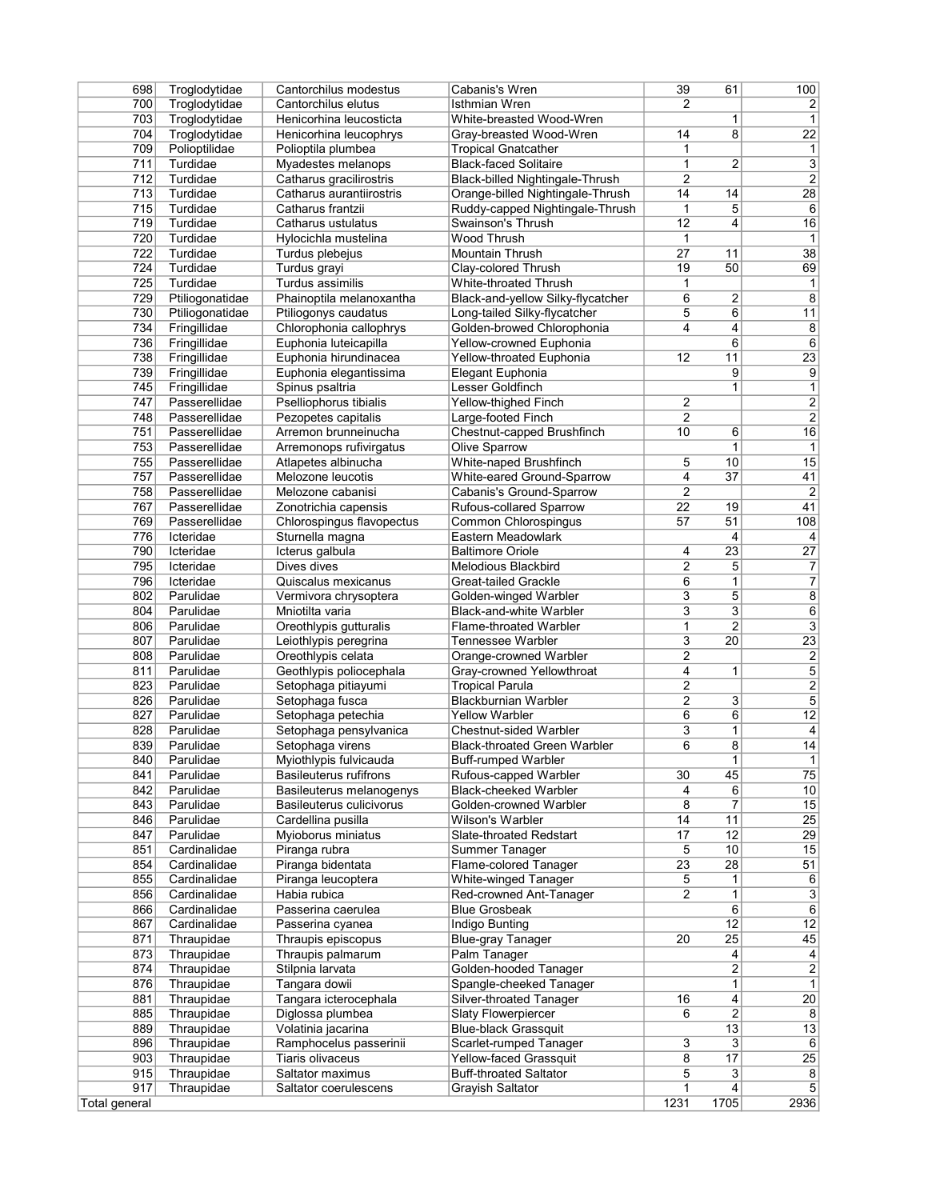| | | | | | | |
|---|---|---|---|---|---|---|
| 698 | Troglodytidae | Cantorchilus modestus | Cabanis's Wren | 39 | 61 | 100 |
| 700 | Troglodytidae | Cantorchilus elutus | Isthmian Wren | 2 | | 2 |
| 703 | Troglodytidae | Henicorhina leucosticta | White-breasted Wood-Wren | | 1 | 1 |
| 704 | Troglodytidae | Henicorhina leucophrys | Gray-breasted Wood-Wren | 14 | 8 | 22 |
| 709 | Polioptilidae | Polioptila plumbea | Tropical Gnatcather | 1 | | 1 |
| 711 | Turdidae | Myadestes melanops | Black-faced Solitaire | 1 | 2 | 3 |
| 712 | Turdidae | Catharus gracilirostris | Black-billed Nightingale-Thrush | 2 | | 2 |
| 713 | Turdidae | Catharus aurantiirostris | Orange-billed Nightingale-Thrush | 14 | 14 | 28 |
| 715 | Turdidae | Catharus frantzii | Ruddy-capped Nightingale-Thrush | 1 | 5 | 6 |
| 719 | Turdidae | Catharus ustulatus | Swainson's Thrush | 12 | 4 | 16 |
| 720 | Turdidae | Hylocichla mustelina | Wood Thrush | 1 | | 1 |
| 722 | Turdidae | Turdus plebejus | Mountain Thrush | 27 | 11 | 38 |
| 724 | Turdidae | Turdus grayi | Clay-colored Thrush | 19 | 50 | 69 |
| 725 | Turdidae | Turdus assimilis | White-throated Thrush | 1 | | 1 |
| 729 | Ptiliogonatidae | Phainoptila melanoxantha | Black-and-yellow Silky-flycatcher | 6 | 2 | 8 |
| 730 | Ptiliogonatidae | Ptiliogonys caudatus | Long-tailed Silky-flycatcher | 5 | 6 | 11 |
| 734 | Fringillidae | Chlorophonia callophrys | Golden-browed Chlorophonia | 4 | 4 | 8 |
| 736 | Fringillidae | Euphonia luteicapilla | Yellow-crowned Euphonia | | 6 | 6 |
| 738 | Fringillidae | Euphonia hirundinacea | Yellow-throated Euphonia | 12 | 11 | 23 |
| 739 | Fringillidae | Euphonia elegantissima | Elegant Euphonia | | 9 | 9 |
| 745 | Fringillidae | Spinus psaltria | Lesser Goldfinch | | 1 | 1 |
| 747 | Passerellidae | Pselliophorus tibialis | Yellow-thighed Finch | 2 | | 2 |
| 748 | Passerellidae | Pezopetes capitalis | Large-footed Finch | 2 | | 2 |
| 751 | Passerellidae | Arremon brunneinucha | Chestnut-capped Brushfinch | 10 | 6 | 16 |
| 753 | Passerellidae | Arremonops rufivirgatus | Olive Sparrow | | 1 | 1 |
| 755 | Passerellidae | Atlapetes albinucha | White-naped Brushfinch | 5 | 10 | 15 |
| 757 | Passerellidae | Melozone leucotis | White-eared Ground-Sparrow | 4 | 37 | 41 |
| 758 | Passerellidae | Melozone cabanisi | Cabanis's Ground-Sparrow | 2 | | 2 |
| 767 | Passerellidae | Zonotrichia capensis | Rufous-collared Sparrow | 22 | 19 | 41 |
| 769 | Passerellidae | Chlorospingus flavopectus | Common Chlorospingus | 57 | 51 | 108 |
| 776 | Icteridae | Sturnella magna | Eastern Meadowlark | | 4 | 4 |
| 790 | Icteridae | Icterus galbula | Baltimore Oriole | 4 | 23 | 27 |
| 795 | Icteridae | Dives dives | Melodious Blackbird | 2 | 5 | 7 |
| 796 | Icteridae | Quiscalus mexicanus | Great-tailed Grackle | 6 | 1 | 7 |
| 802 | Parulidae | Vermivora chrysoptera | Golden-winged Warbler | 3 | 5 | 8 |
| 804 | Parulidae | Mniotilta varia | Black-and-white Warbler | 3 | 3 | 6 |
| 806 | Parulidae | Oreothlypis gutturalis | Flame-throated Warbler | 1 | 2 | 3 |
| 807 | Parulidae | Leiothlypis peregrina | Tennessee Warbler | 3 | 20 | 23 |
| 808 | Parulidae | Oreothlypis celata | Orange-crowned Warbler | 2 | | 2 |
| 811 | Parulidae | Geothlypis poliocephala | Gray-crowned Yellowthroat | 4 | 1 | 5 |
| 823 | Parulidae | Setophaga pitiayumi | Tropical Parula | 2 | | 2 |
| 826 | Parulidae | Setophaga fusca | Blackburnian Warbler | 2 | 3 | 5 |
| 827 | Parulidae | Setophaga petechia | Yellow Warbler | 6 | 6 | 12 |
| 828 | Parulidae | Setophaga pensylvanica | Chestnut-sided Warbler | 3 | 1 | 4 |
| 839 | Parulidae | Setophaga virens | Black-throated Green Warbler | 6 | 8 | 14 |
| 840 | Parulidae | Myiothlypis fulvicauda | Buff-rumped Warbler | | 1 | 1 |
| 841 | Parulidae | Basileuterus rufifrons | Rufous-capped Warbler | 30 | 45 | 75 |
| 842 | Parulidae | Basileuterus melanogenys | Black-cheeked Warbler | 4 | 6 | 10 |
| 843 | Parulidae | Basileuterus culicivorus | Golden-crowned Warbler | 8 | 7 | 15 |
| 846 | Parulidae | Cardellina pusilla | Wilson's Warbler | 14 | 11 | 25 |
| 847 | Parulidae | Myioborus miniatus | Slate-throated Redstart | 17 | 12 | 29 |
| 851 | Cardinalidae | Piranga rubra | Summer Tanager | 5 | 10 | 15 |
| 854 | Cardinalidae | Piranga bidentata | Flame-colored Tanager | 23 | 28 | 51 |
| 855 | Cardinalidae | Piranga leucoptera | White-winged Tanager | 5 | 1 | 6 |
| 856 | Cardinalidae | Habia rubica | Red-crowned Ant-Tanager | 2 | 1 | 3 |
| 866 | Cardinalidae | Passerina caerulea | Blue Grosbeak | | 6 | 6 |
| 867 | Cardinalidae | Passerina cyanea | Indigo Bunting | | 12 | 12 |
| 871 | Thraupidae | Thraupis episcopus | Blue-gray Tanager | 20 | 25 | 45 |
| 873 | Thraupidae | Thraupis palmarum | Palm Tanager | | 4 | 4 |
| 874 | Thraupidae | Stilpnia larvata | Golden-hooded Tanager | | 2 | 2 |
| 876 | Thraupidae | Tangara dowii | Spangle-cheeked Tanager | | 1 | 1 |
| 881 | Thraupidae | Tangara icterocephala | Silver-throated Tanager | 16 | 4 | 20 |
| 885 | Thraupidae | Diglossa plumbea | Slaty Flowerpiercer | 6 | 2 | 8 |
| 889 | Thraupidae | Volatinia jacarina | Blue-black Grassquit | | 13 | 13 |
| 896 | Thraupidae | Ramphocelus passerinii | Scarlet-rumped Tanager | 3 | 3 | 6 |
| 903 | Thraupidae | Tiaris olivaceus | Yellow-faced Grassquit | 8 | 17 | 25 |
| 915 | Thraupidae | Saltator maximus | Buff-throated Saltator | 5 | 3 | 8 |
| 917 | Thraupidae | Saltator coerulescens | Grayish Saltator | 1 | 4 | 5 |
| Total general | | | | 1231 | 1705 | 2936 |